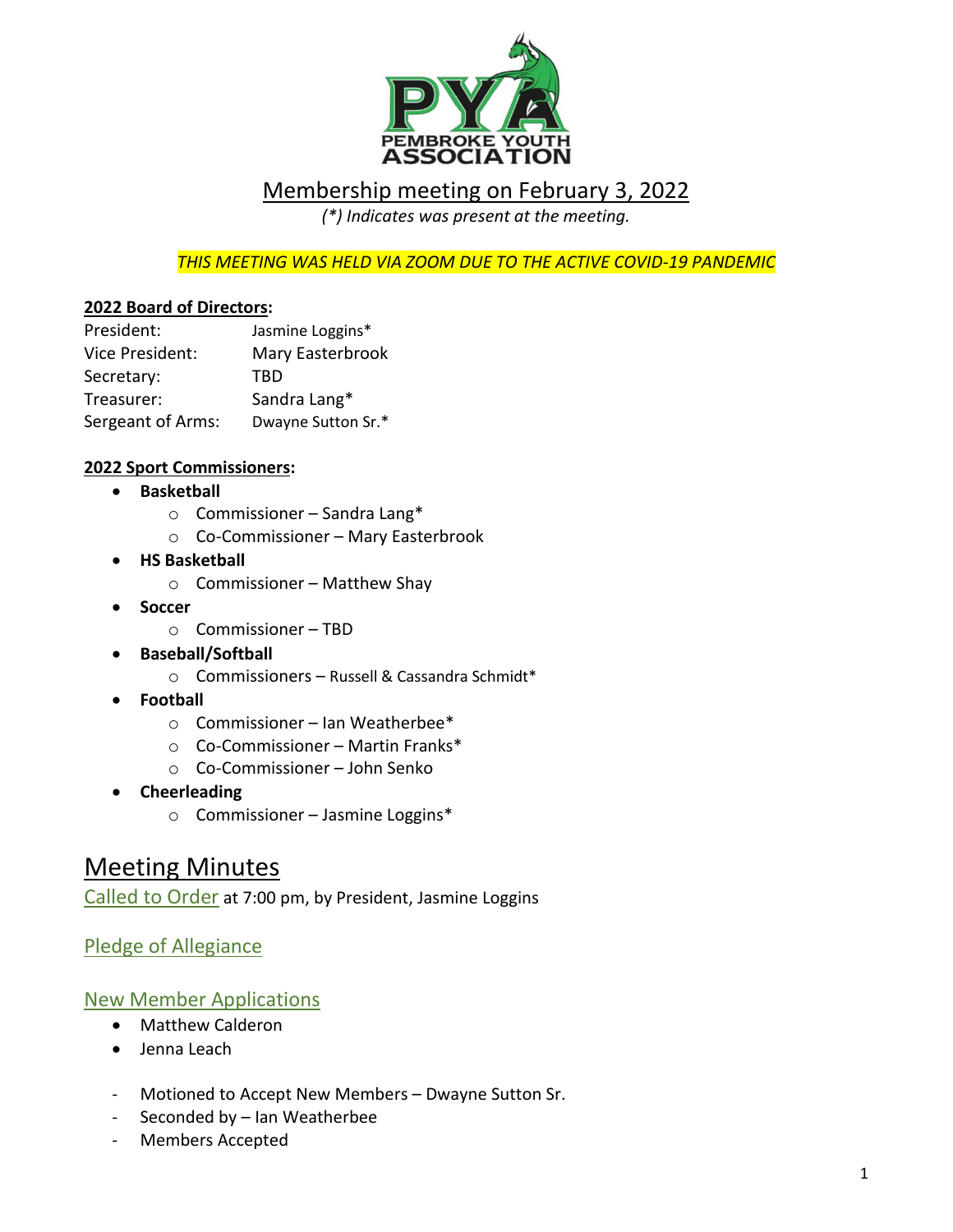PEMBROKE YOUTH ASSOCIATION

# Membership meeting on February 3, 2022

*(*) Indicates was present at the meeting.*

*THIS MEETING WAS HELD VIA ZOOM DUE TO THE ACTIVE COVID-19 PANDEMIC*

**2022 Board of Directors:**

| | |
|---|---|
| President: | Jasmine Loggins* |
| Vice President: | Mary Easterbrook |
| Secretary: | TBD |
| Treasurer: | Sandra Lang* |
| Sergeant of Arms: | Dwayne Sutton Sr.* |

**2022 Sport Commissioners:**

- **Basketball**
  - Commissioner – Sandra Lang*
  - Co-Commissioner – Mary Easterbrook
- **HS Basketball**
  - Commissioner – Matthew Shay
- **Soccer**
  - Commissioner – TBD
- **Baseball/Softball**
  - Commissioners – Russell & Cassandra Schmidt*
- **Football**
  - Commissioner – Ian Weatherbee*
  - Co-Commissioner – Martin Franks*
  - Co-Commissioner – John Senko
- **Cheerleading**
  - Commissioner – Jasmine Loggins*

# Meeting Minutes

Called to Order at 7:00 pm, by President, Jasmine Loggins

## Pledge of Allegiance

## New Member Applications

- Matthew Calderon
- Jenna Leach

- Motioned to Accept New Members – Dwayne Sutton Sr.
- Seconded by – Ian Weatherbee
- Members Accepted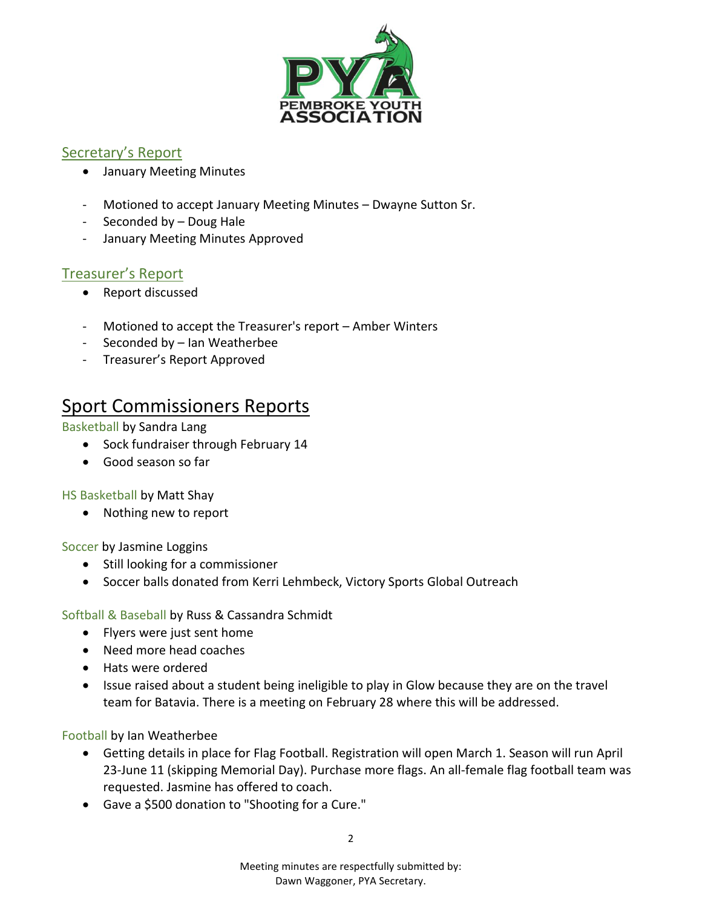## Secretary's Report

- January Meeting Minutes

- Motioned to accept January Meeting Minutes – Dwayne Sutton Sr.
- Seconded by – Doug Hale
- January Meeting Minutes Approved

## Treasurer's Report

- Report discussed

- Motioned to accept the Treasurer's report – Amber Winters
- Seconded by – Ian Weatherbee
- Treasurer's Report Approved

# Sport Commissioners Reports

Basketball by Sandra Lang

- Sock fundraiser through February 14
- Good season so far

HS Basketball by Matt Shay

- Nothing new to report

Soccer by Jasmine Loggins

- Still looking for a commissioner
- Soccer balls donated from Kerri Lehmbeck, Victory Sports Global Outreach

Softball & Baseball by Russ & Cassandra Schmidt

- Flyers were just sent home
- Need more head coaches
- Hats were ordered
- Issue raised about a student being ineligible to play in Glow because they are on the travel team for Batavia. There is a meeting on February 28 where this will be addressed.

Football by Ian Weatherbee

- Getting details in place for Flag Football. Registration will open March 1. Season will run April 23-June 11 (skipping Memorial Day). Purchase more flags. An all-female flag football team was requested. Jasmine has offered to coach.
- Gave a $500 donation to "Shooting for a Cure."

Meeting minutes are respectfully submitted by:
Dawn Waggoner, PYA Secretary.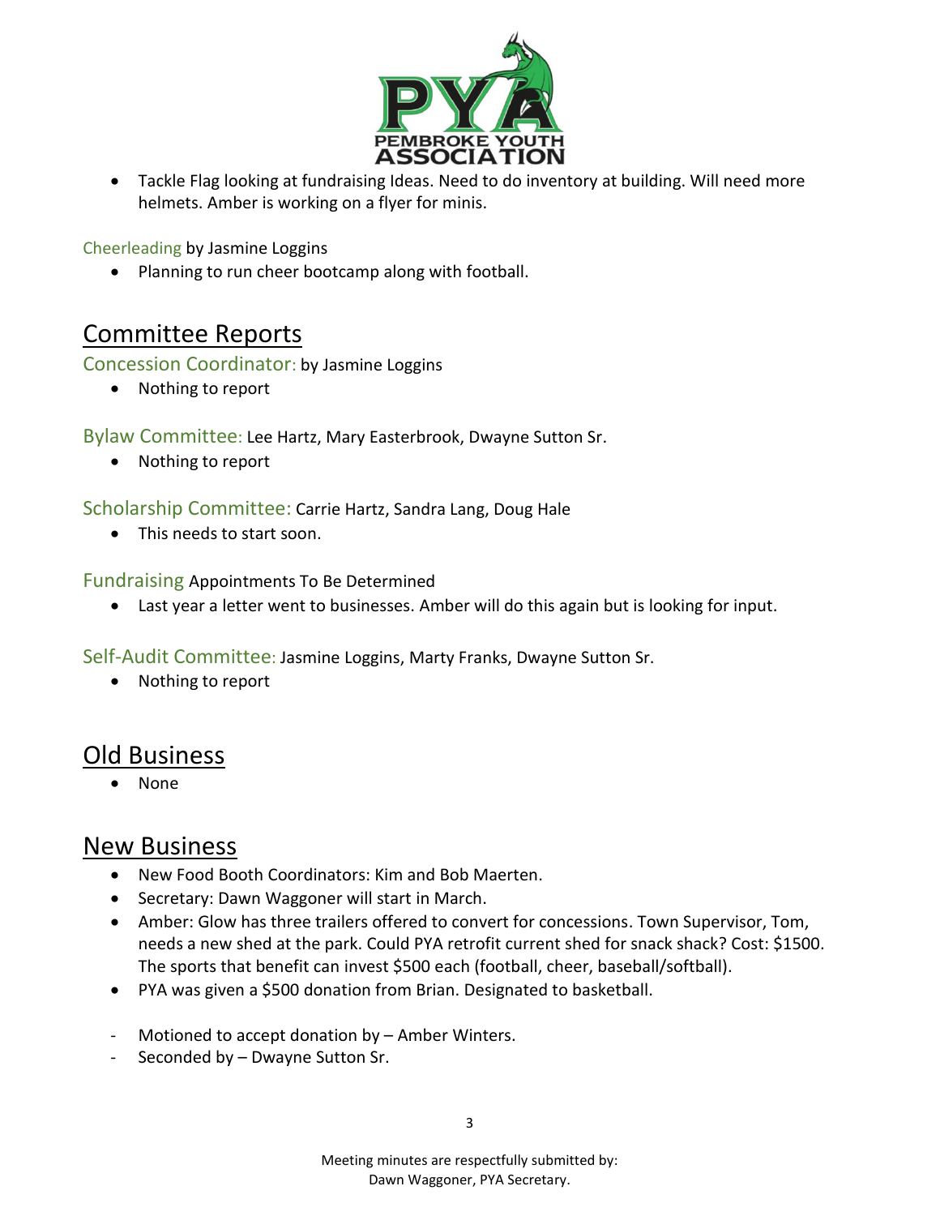- Tackle Flag looking at fundraising Ideas. Need to do inventory at building. Will need more helmets. Amber is working on a flyer for minis.

### Cheerleading by Jasmine Loggins

- Planning to run cheer bootcamp along with football.

## Committee Reports

### Concession Coordinator: by Jasmine Loggins

- Nothing to report

### Bylaw Committee: Lee Hartz, Mary Easterbrook, Dwayne Sutton Sr.

- Nothing to report

### Scholarship Committee: Carrie Hartz, Sandra Lang, Doug Hale

- This needs to start soon.

### Fundraising Appointments To Be Determined

- Last year a letter went to businesses. Amber will do this again but is looking for input.

### Self-Audit Committee: Jasmine Loggins, Marty Franks, Dwayne Sutton Sr.

- Nothing to report

## Old Business

- None

## New Business

- New Food Booth Coordinators: Kim and Bob Maerten.
- Secretary: Dawn Waggoner will start in March.
- Amber: Glow has three trailers offered to convert for concessions. Town Supervisor, Tom, needs a new shed at the park. Could PYA retrofit current shed for snack shack? Cost: $1500. The sports that benefit can invest $500 each (football, cheer, baseball/softball).
- PYA was given a $500 donation from Brian. Designated to basketball.

- Motioned to accept donation by – Amber Winters.
- Seconded by – Dwayne Sutton Sr.

Meeting minutes are respectfully submitted by:
Dawn Waggoner, PYA Secretary.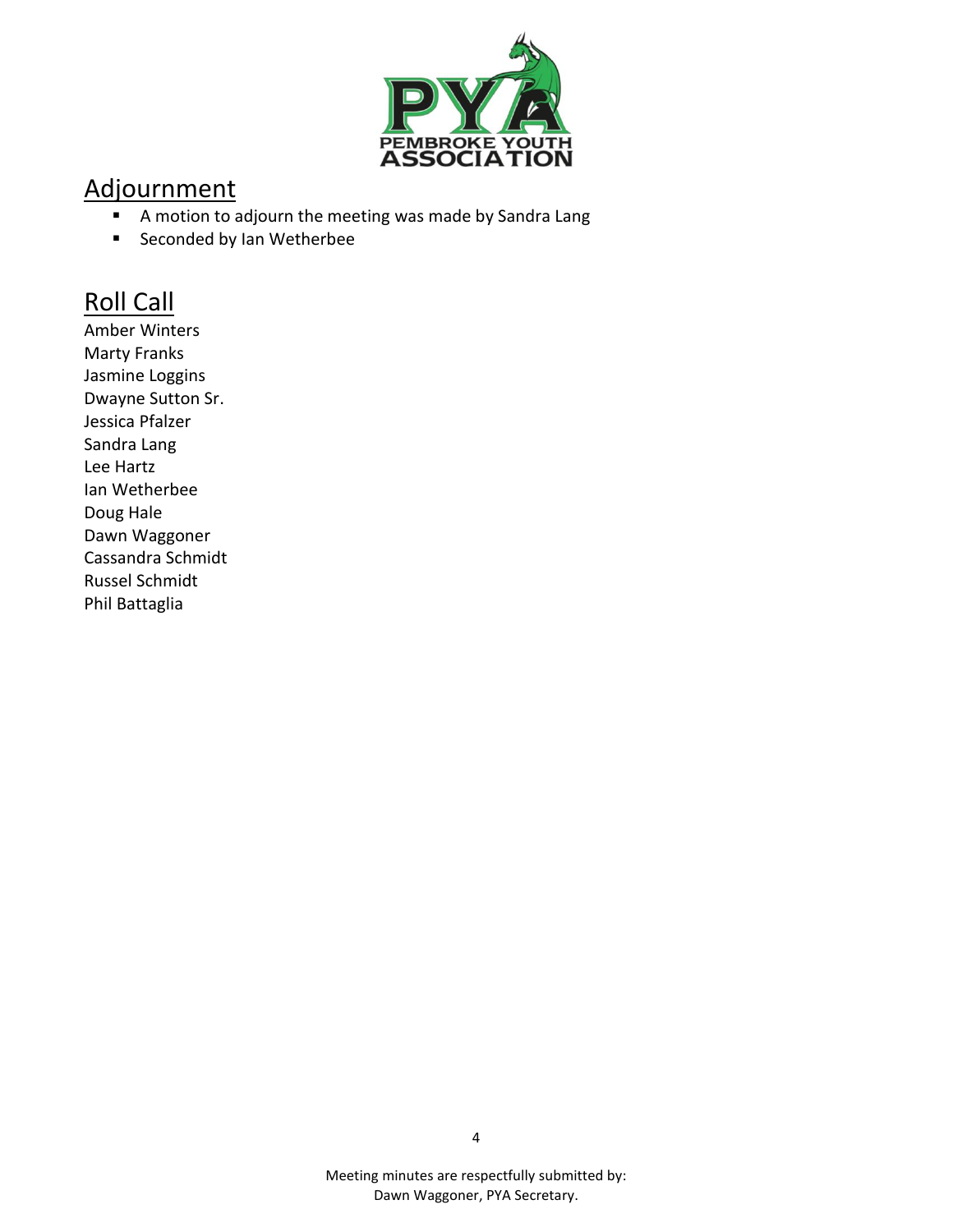## Adjournment

- A motion to adjourn the meeting was made by Sandra Lang
- Seconded by Ian Wetherbee

## Roll Call

Amber Winters
Marty Franks
Jasmine Loggins
Dwayne Sutton Sr.
Jessica Pfalzer
Sandra Lang
Lee Hartz
Ian Wetherbee
Doug Hale
Dawn Waggoner
Cassandra Schmidt
Russel Schmidt
Phil Battaglia